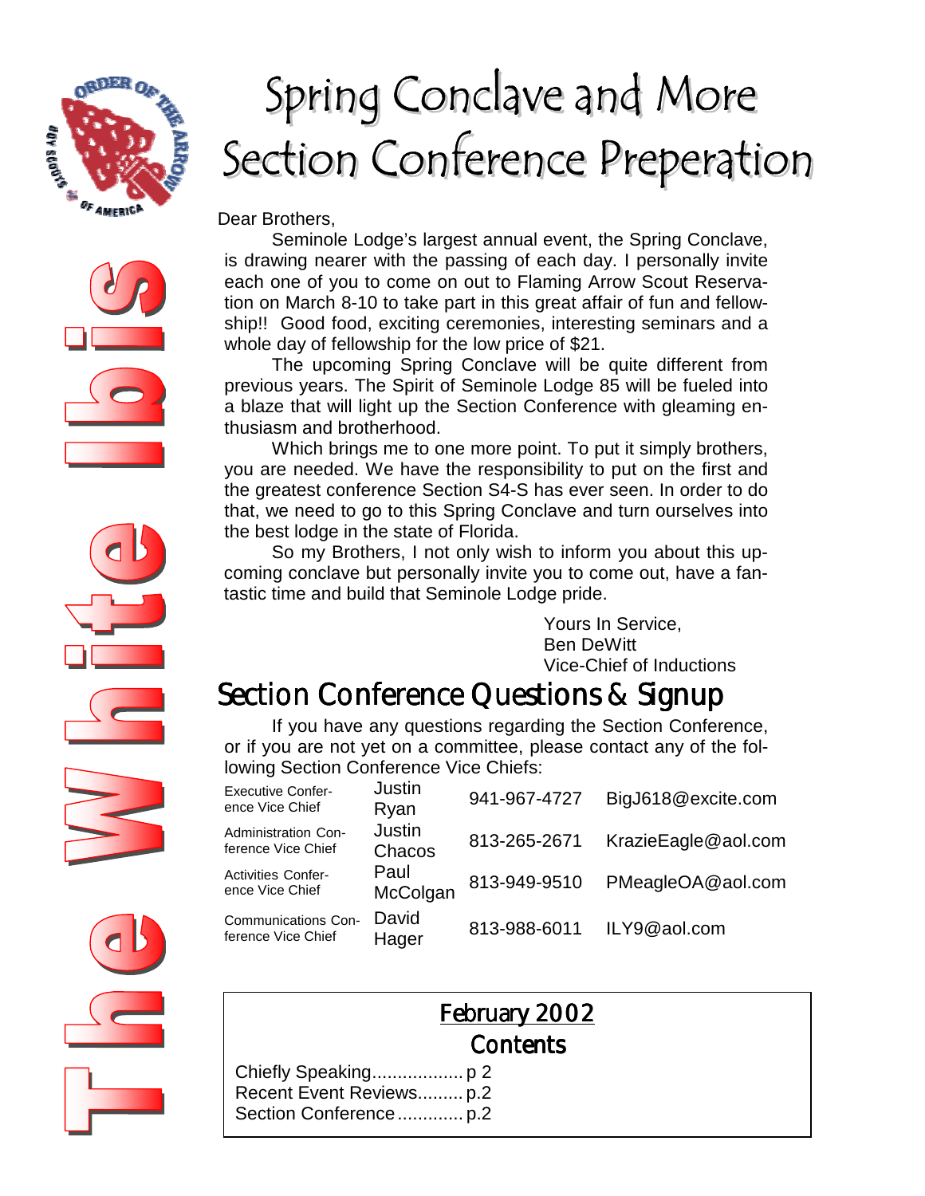# The White Ibis

# Spring Conclave and More Section Conference Preperation

Dear Brothers,

Seminole Lodge's largest annual event, the Spring Conclave, is drawing nearer with the passing of each day. I personally invite each one of you to come on out to Flaming Arrow Scout Reservation on March 8-10 to take part in this great affair of fun and fellowship!! Good food, exciting ceremonies, interesting seminars and a whole day of fellowship for the low price of $21.

The upcoming Spring Conclave will be quite different from previous years. The Spirit of Seminole Lodge 85 will be fueled into a blaze that will light up the Section Conference with gleaming enthusiasm and brotherhood.

Which brings me to one more point. To put it simply brothers, you are needed. We have the responsibility to put on the first and the greatest conference Section S4-S has ever seen. In order to do that, we need to go to this Spring Conclave and turn ourselves into the best lodge in the state of Florida.

So my Brothers, I not only wish to inform you about this upcoming conclave but personally invite you to come out, have a fantastic time and build that Seminole Lodge pride.

Yours In Service,
Ben DeWitt
Vice-Chief of Inductions

## Section Conference Questions & Signup

If you have any questions regarding the Section Conference, or if you are not yet on a committee, please contact any of the following Section Conference Vice Chiefs:

| Position | Name | Phone | Email |
|---|---|---|---|
| Executive Conference Vice Chief | Justin Ryan | 941-967-4727 | BigJ618@excite.com |
| Administration Conference Vice Chief | Justin Chacos | 813-265-2671 | KrazieEagle@aol.com |
| Activities Conference Vice Chief | Paul McColgan | 813-949-9510 | PMeagleOA@aol.com |
| Communications Conference Vice Chief | David Hager | 813-988-6011 | ILY9@aol.com |

## February 2002

### Contents

Chiefly Speaking.................. p 2
Recent Event Reviews......... p.2
Section Conference ............. p.2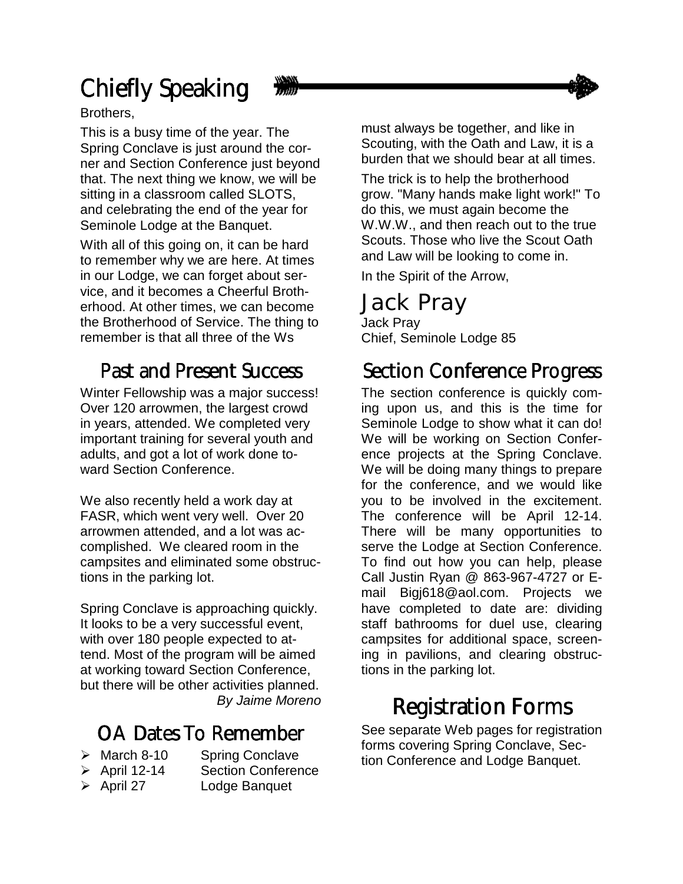## Chiefly Speaking

Brothers,

This is a busy time of the year. The Spring Conclave is just around the corner and Section Conference just beyond that. The next thing we know, we will be sitting in a classroom called SLOTS, and celebrating the end of the year for Seminole Lodge at the Banquet.

With all of this going on, it can be hard to remember why we are here. At times in our Lodge, we can forget about service, and it becomes a Cheerful Brotherhood. At other times, we can become the Brotherhood of Service. The thing to remember is that all three of the Ws must always be together, and like in Scouting, with the Oath and Law, it is a burden that we should bear at all times.

The trick is to help the brotherhood grow. "Many hands make light work!" To do this, we must again become the W.W.W., and then reach out to the true Scouts. Those who live the Scout Oath and Law will be looking to come in.

In the Spirit of the Arrow,

Jack Pray

Jack Pray
Chief, Seminole Lodge 85

## Past and Present Success

Winter Fellowship was a major success! Over 120 arrowmen, the largest crowd in years, attended. We completed very important training for several youth and adults, and got a lot of work done toward Section Conference.

We also recently held a work day at FASR, which went very well. Over 20 arrowmen attended, and a lot was accomplished. We cleared room in the campsites and eliminated some obstructions in the parking lot.

Spring Conclave is approaching quickly. It looks to be a very successful event, with over 180 people expected to attend. Most of the program will be aimed at working toward Section Conference, but there will be other activities planned.

*By Jaime Moreno*

## OA Dates To Remember

- March 8-10 Spring Conclave
- April 12-14 Section Conference
- April 27 Lodge Banquet

## Section Conference Progress

The section conference is quickly coming upon us, and this is the time for Seminole Lodge to show what it can do! We will be working on Section Conference projects at the Spring Conclave. We will be doing many things to prepare for the conference, and we would like you to be involved in the excitement. The conference will be April 12-14. There will be many opportunities to serve the Lodge at Section Conference. To find out how you can help, please Call Justin Ryan @ 863-967-4727 or E-mail Bigj618@aol.com. Projects we have completed to date are: dividing staff bathrooms for duel use, clearing campsites for additional space, screening in pavilions, and clearing obstructions in the parking lot.

## Registration Forms

See separate Web pages for registration forms covering Spring Conclave, Section Conference and Lodge Banquet.